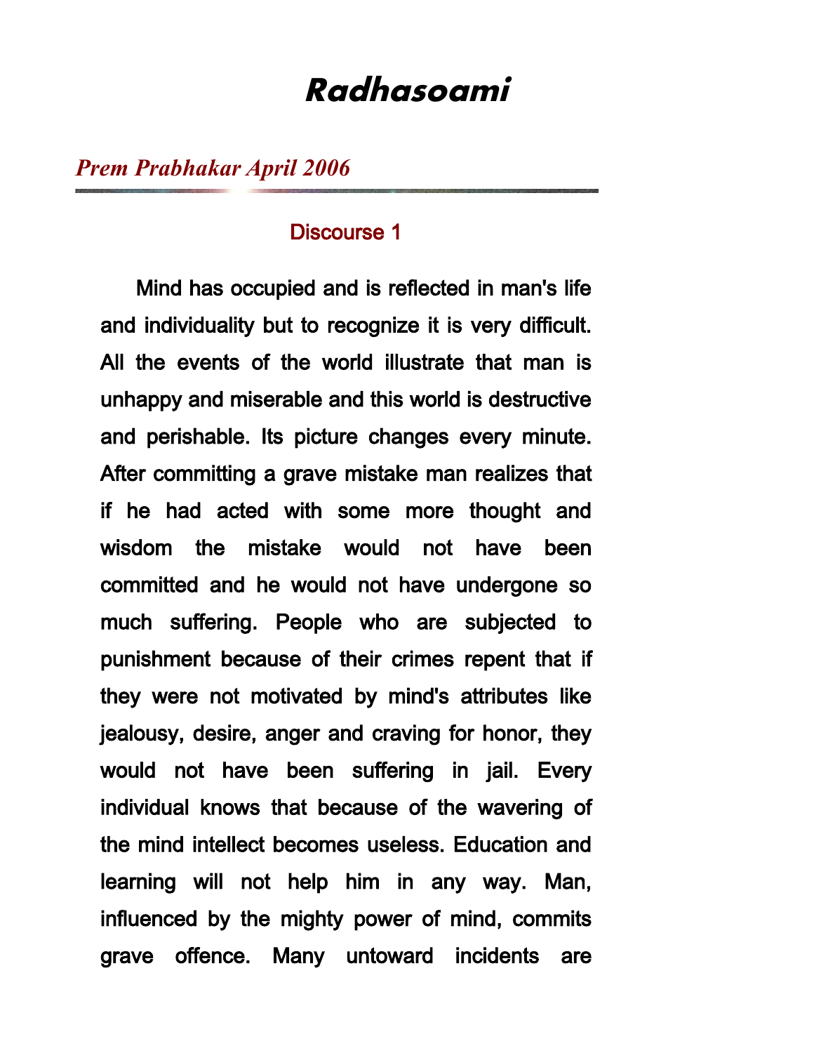# *Radhasoami*

## *Prem Prabhakar April 2006*

---

### Discourse 1

Mind has occupied and is reflected in man's life and individuality but to recognize it is very difficult. All the events of the world illustrate that man is unhappy and miserable and this world is destructive and perishable. Its picture changes every minute. After committing a grave mistake man realizes that if he had acted with some more thought and wisdom the mistake would not have been committed and he would not have undergone so much suffering. People who are subjected to punishment because of their crimes repent that if they were not motivated by mind's attributes like jealousy, desire, anger and craving for honor, they would not have been suffering in jail. Every individual knows that because of the wavering of the mind intellect becomes useless. Education and learning will not help him in any way. Man, influenced by the mighty power of mind, commits grave offence. Many untoward incidents are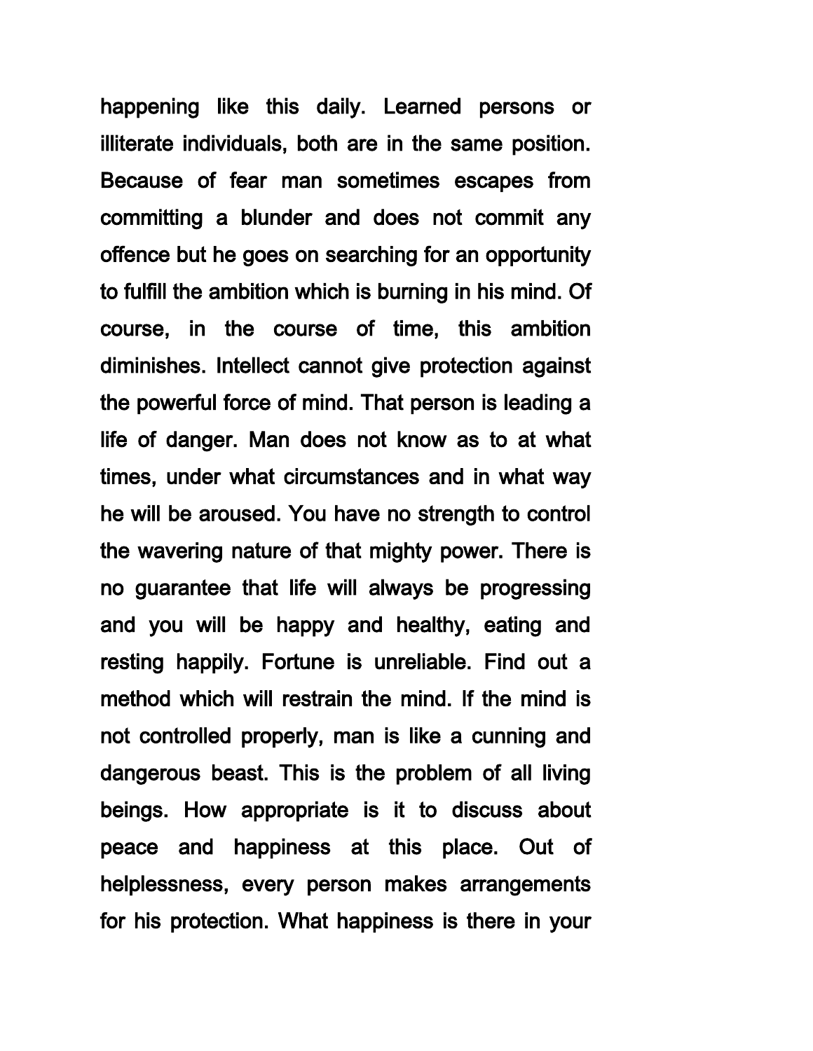happening like this daily. Learned persons or illiterate individuals, both are in the same position. Because of fear man sometimes escapes from committing a blunder and does not commit any offence but he goes on searching for an opportunity to fulfill the ambition which is burning in his mind. Of course, in the course of time, this ambition diminishes. Intellect cannot give protection against the powerful force of mind. That person is leading a life of danger. Man does not know as to at what times, under what circumstances and in what way he will be aroused. You have no strength to control the wavering nature of that mighty power. There is no guarantee that life will always be progressing and you will be happy and healthy, eating and resting happily. Fortune is unreliable. Find out a method which will restrain the mind. If the mind is not controlled properly, man is like a cunning and dangerous beast. This is the problem of all living beings. How appropriate is it to discuss about peace and happiness at this place. Out of helplessness, every person makes arrangements for his protection. What happiness is there in your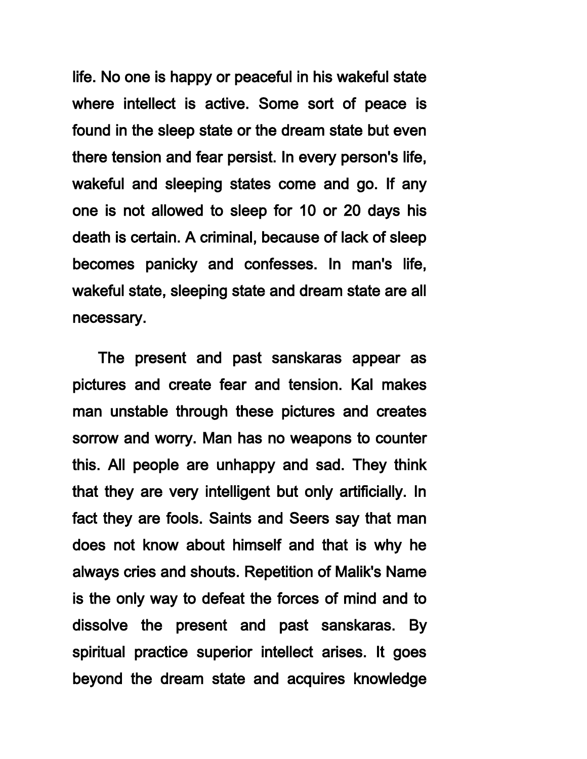life. No one is happy or peaceful in his wakeful state where intellect is active. Some sort of peace is found in the sleep state or the dream state but even there tension and fear persist. In every person's life, wakeful and sleeping states come and go. If any one is not allowed to sleep for 10 or 20 days his death is certain. A criminal, because of lack of sleep becomes panicky and confesses. In man's life, wakeful state, sleeping state and dream state are all necessary.

The present and past sanskaras appear as pictures and create fear and tension. Kal makes man unstable through these pictures and creates sorrow and worry. Man has no weapons to counter this. All people are unhappy and sad. They think that they are very intelligent but only artificially. In fact they are fools. Saints and Seers say that man does not know about himself and that is why he always cries and shouts. Repetition of Malik's Name is the only way to defeat the forces of mind and to dissolve the present and past sanskaras. By spiritual practice superior intellect arises. It goes beyond the dream state and acquires knowledge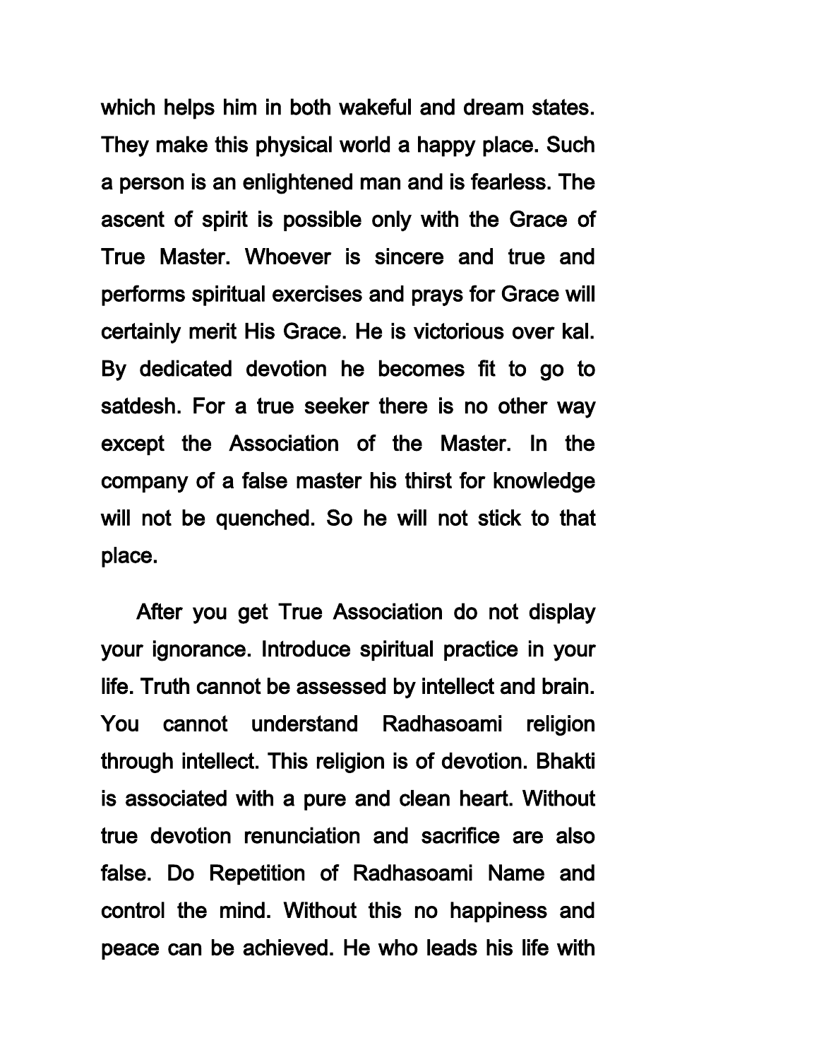which helps him in both wakeful and dream states. They make this physical world a happy place. Such a person is an enlightened man and is fearless. The ascent of spirit is possible only with the Grace of True Master. Whoever is sincere and true and performs spiritual exercises and prays for Grace will certainly merit His Grace. He is victorious over kal. By dedicated devotion he becomes fit to go to satdesh. For a true seeker there is no other way except the Association of the Master. In the company of a false master his thirst for knowledge will not be quenched. So he will not stick to that place.

After you get True Association do not display your ignorance. Introduce spiritual practice in your life. Truth cannot be assessed by intellect and brain. You cannot understand Radhasoami religion through intellect. This religion is of devotion. Bhakti is associated with a pure and clean heart. Without true devotion renunciation and sacrifice are also false. Do Repetition of Radhasoami Name and control the mind. Without this no happiness and peace can be achieved. He who leads his life with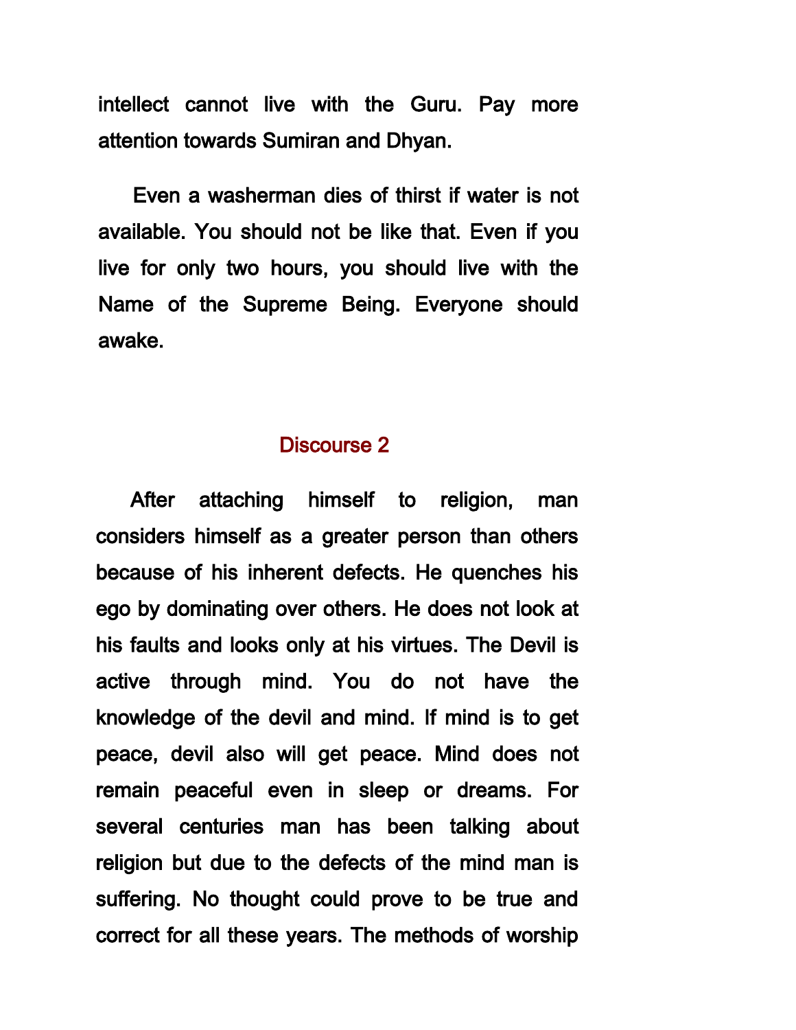intellect cannot live with the Guru. Pay more attention towards Sumiran and Dhyan.

Even a washerman dies of thirst if water is not available. You should not be like that. Even if you live for only two hours, you should live with the Name of the Supreme Being. Everyone should awake.

## Discourse 2

After attaching himself to religion, man considers himself as a greater person than others because of his inherent defects. He quenches his ego by dominating over others. He does not look at his faults and looks only at his virtues. The Devil is active through mind. You do not have the knowledge of the devil and mind. If mind is to get peace, devil also will get peace. Mind does not remain peaceful even in sleep or dreams. For several centuries man has been talking about religion but due to the defects of the mind man is suffering. No thought could prove to be true and correct for all these years. The methods of worship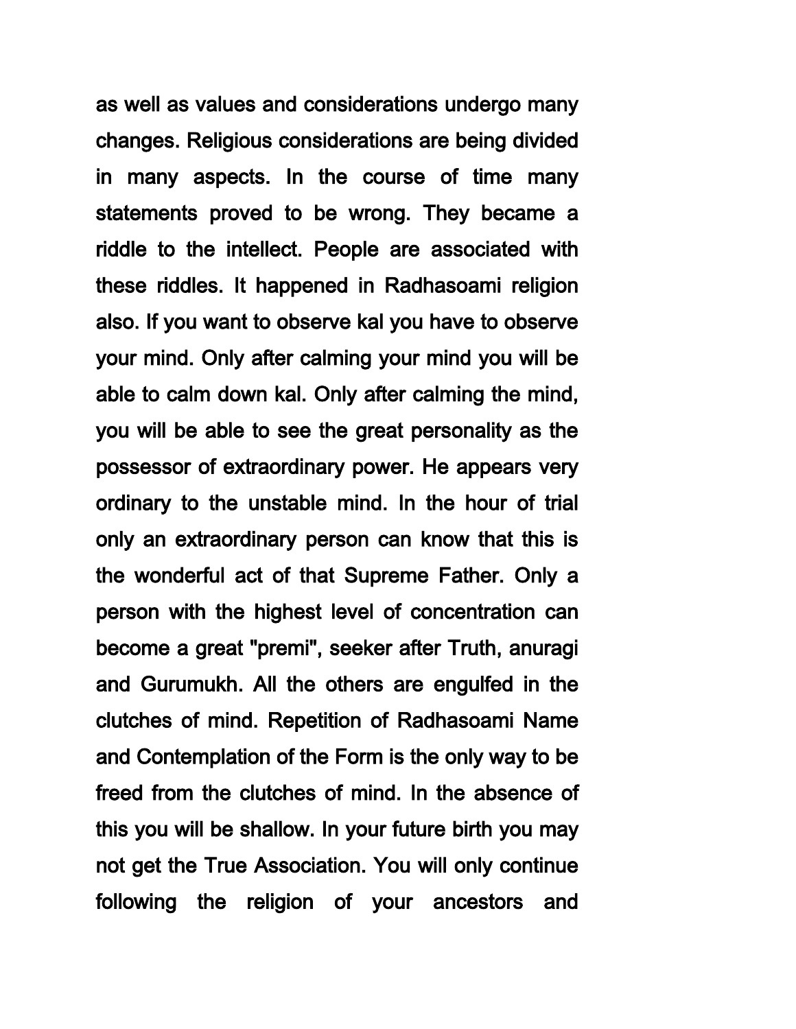as well as values and considerations undergo many changes. Religious considerations are being divided in many aspects. In the course of time many statements proved to be wrong. They became a riddle to the intellect. People are associated with these riddles. It happened in Radhasoami religion also. If you want to observe kal you have to observe your mind. Only after calming your mind you will be able to calm down kal. Only after calming the mind, you will be able to see the great personality as the possessor of extraordinary power. He appears very ordinary to the unstable mind. In the hour of trial only an extraordinary person can know that this is the wonderful act of that Supreme Father. Only a person with the highest level of concentration can become a great "premi", seeker after Truth, anuragi and Gurumukh. All the others are engulfed in the clutches of mind. Repetition of Radhasoami Name and Contemplation of the Form is the only way to be freed from the clutches of mind. In the absence of this you will be shallow. In your future birth you may not get the True Association. You will only continue following the religion of your ancestors and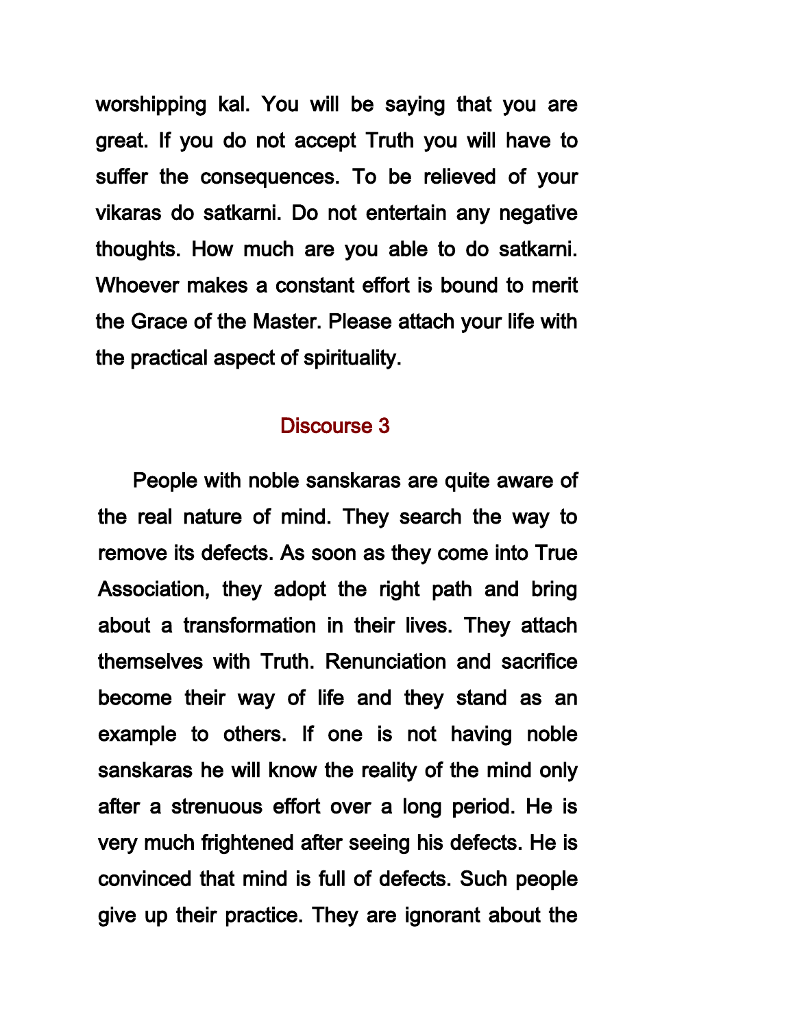worshipping kal. You will be saying that you are great. If you do not accept Truth you will have to suffer the consequences. To be relieved of your vikaras do satkarni. Do not entertain any negative thoughts. How much are you able to do satkarni. Whoever makes a constant effort is bound to merit the Grace of the Master. Please attach your life with the practical aspect of spirituality.

## Discourse 3

People with noble sanskaras are quite aware of the real nature of mind. They search the way to remove its defects. As soon as they come into True Association, they adopt the right path and bring about a transformation in their lives. They attach themselves with Truth. Renunciation and sacrifice become their way of life and they stand as an example to others. If one is not having noble sanskaras he will know the reality of the mind only after a strenuous effort over a long period. He is very much frightened after seeing his defects. He is convinced that mind is full of defects. Such people give up their practice. They are ignorant about the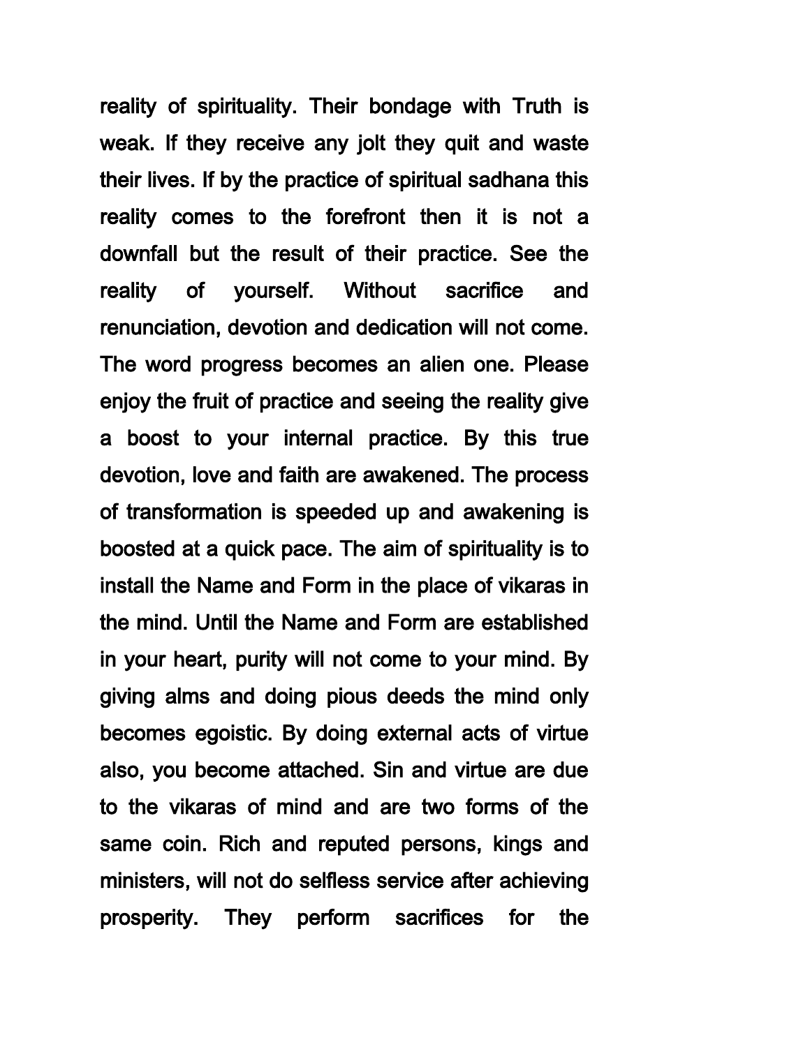reality of spirituality. Their bondage with Truth is weak. If they receive any jolt they quit and waste their lives. If by the practice of spiritual sadhana this reality comes to the forefront then it is not a downfall but the result of their practice. See the reality of yourself. Without sacrifice and renunciation, devotion and dedication will not come. The word progress becomes an alien one. Please enjoy the fruit of practice and seeing the reality give a boost to your internal practice. By this true devotion, love and faith are awakened. The process of transformation is speeded up and awakening is boosted at a quick pace. The aim of spirituality is to install the Name and Form in the place of vikaras in the mind. Until the Name and Form are established in your heart, purity will not come to your mind. By giving alms and doing pious deeds the mind only becomes egoistic. By doing external acts of virtue also, you become attached. Sin and virtue are due to the vikaras of mind and are two forms of the same coin. Rich and reputed persons, kings and ministers, will not do selfless service after achieving prosperity. They perform sacrifices for the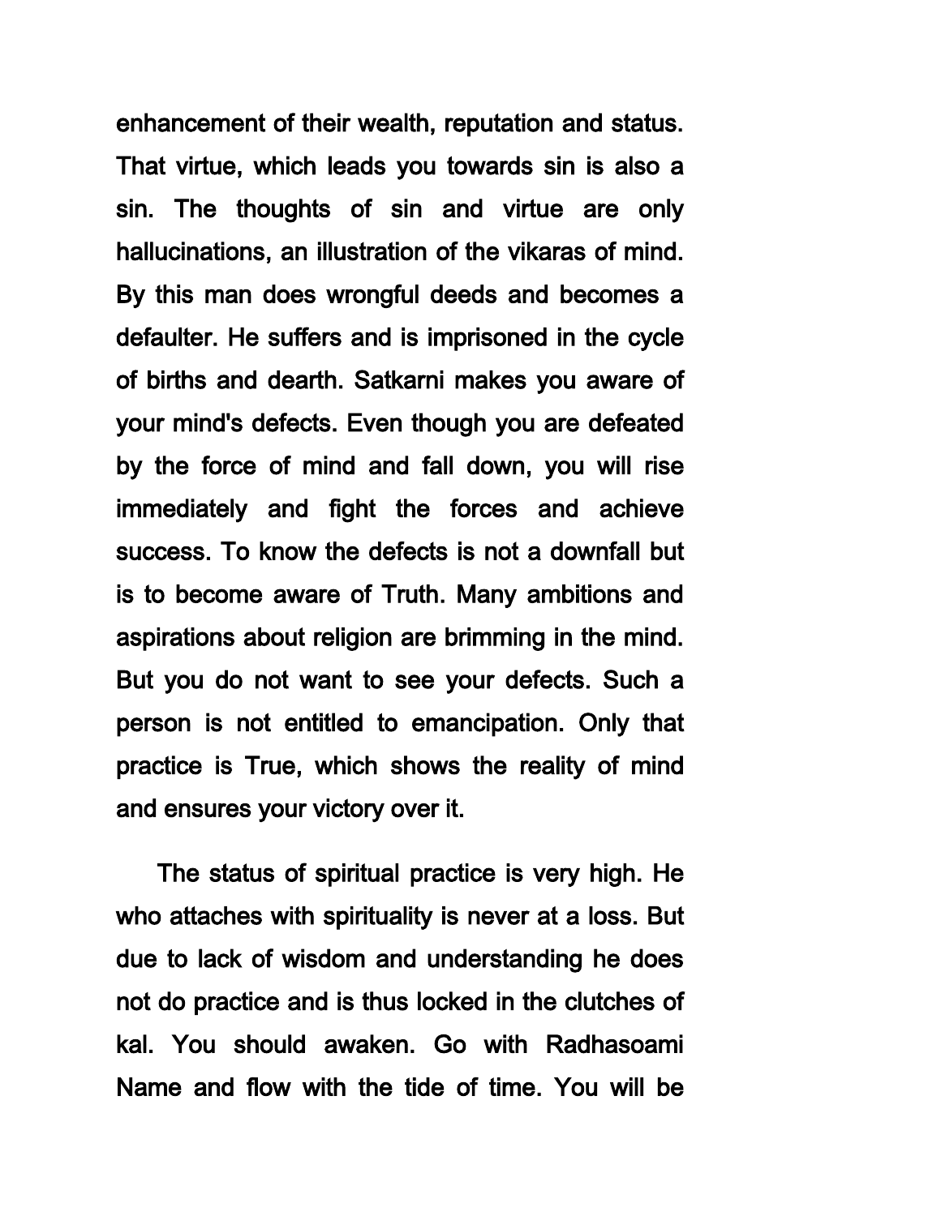enhancement of their wealth, reputation and status. That virtue, which leads you towards sin is also a sin. The thoughts of sin and virtue are only hallucinations, an illustration of the vikaras of mind. By this man does wrongful deeds and becomes a defaulter. He suffers and is imprisoned in the cycle of births and dearth. Satkarni makes you aware of your mind's defects. Even though you are defeated by the force of mind and fall down, you will rise immediately and fight the forces and achieve success. To know the defects is not a downfall but is to become aware of Truth. Many ambitions and aspirations about religion are brimming in the mind. But you do not want to see your defects. Such a person is not entitled to emancipation. Only that practice is True, which shows the reality of mind and ensures your victory over it.

The status of spiritual practice is very high. He who attaches with spirituality is never at a loss. But due to lack of wisdom and understanding he does not do practice and is thus locked in the clutches of kal. You should awaken. Go with Radhasoami Name and flow with the tide of time. You will be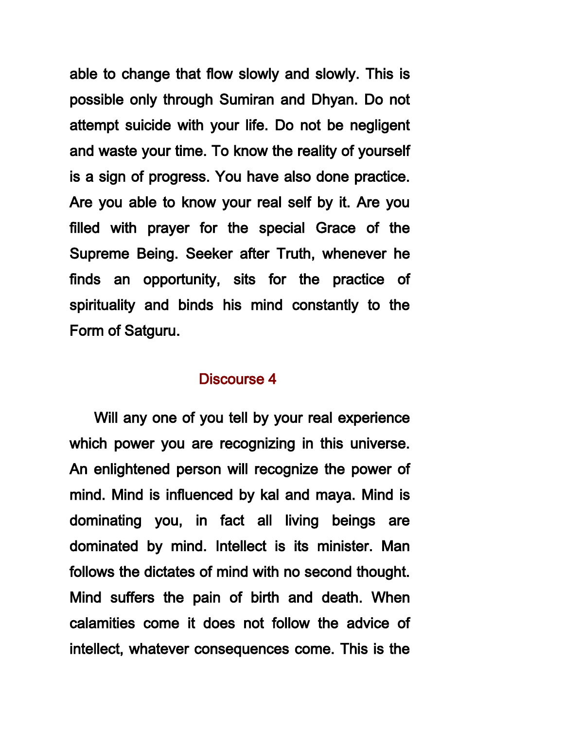able to change that flow slowly and slowly. This is possible only through Sumiran and Dhyan. Do not attempt suicide with your life. Do not be negligent and waste your time. To know the reality of yourself is a sign of progress. You have also done practice. Are you able to know your real self by it. Are you filled with prayer for the special Grace of the Supreme Being. Seeker after Truth, whenever he finds an opportunity, sits for the practice of spirituality and binds his mind constantly to the Form of Satguru.

## Discourse 4

Will any one of you tell by your real experience which power you are recognizing in this universe. An enlightened person will recognize the power of mind. Mind is influenced by kal and maya. Mind is dominating you, in fact all living beings are dominated by mind. Intellect is its minister. Man follows the dictates of mind with no second thought. Mind suffers the pain of birth and death. When calamities come it does not follow the advice of intellect, whatever consequences come. This is the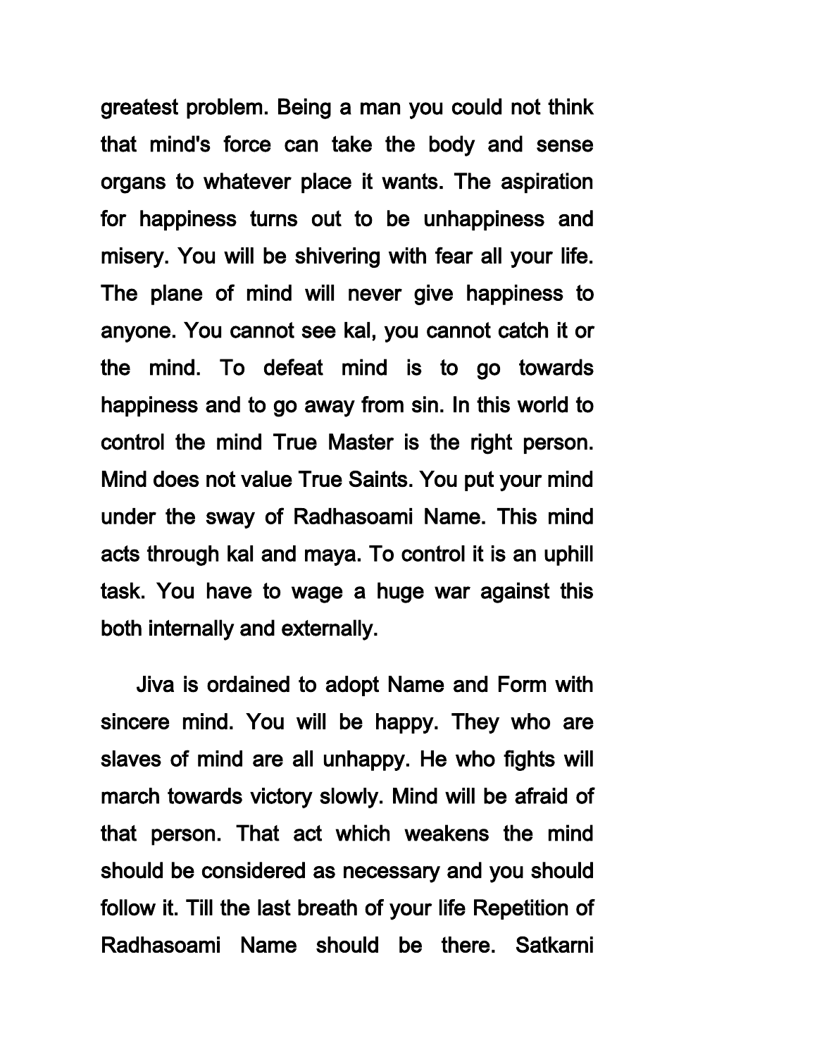greatest problem. Being a man you could not think that mind's force can take the body and sense organs to whatever place it wants. The aspiration for happiness turns out to be unhappiness and misery. You will be shivering with fear all your life. The plane of mind will never give happiness to anyone. You cannot see kal, you cannot catch it or the mind. To defeat mind is to go towards happiness and to go away from sin. In this world to control the mind True Master is the right person. Mind does not value True Saints. You put your mind under the sway of Radhasoami Name. This mind acts through kal and maya. To control it is an uphill task. You have to wage a huge war against this both internally and externally.

Jiva is ordained to adopt Name and Form with sincere mind. You will be happy. They who are slaves of mind are all unhappy. He who fights will march towards victory slowly. Mind will be afraid of that person. That act which weakens the mind should be considered as necessary and you should follow it. Till the last breath of your life Repetition of Radhasoami Name should be there. Satkarni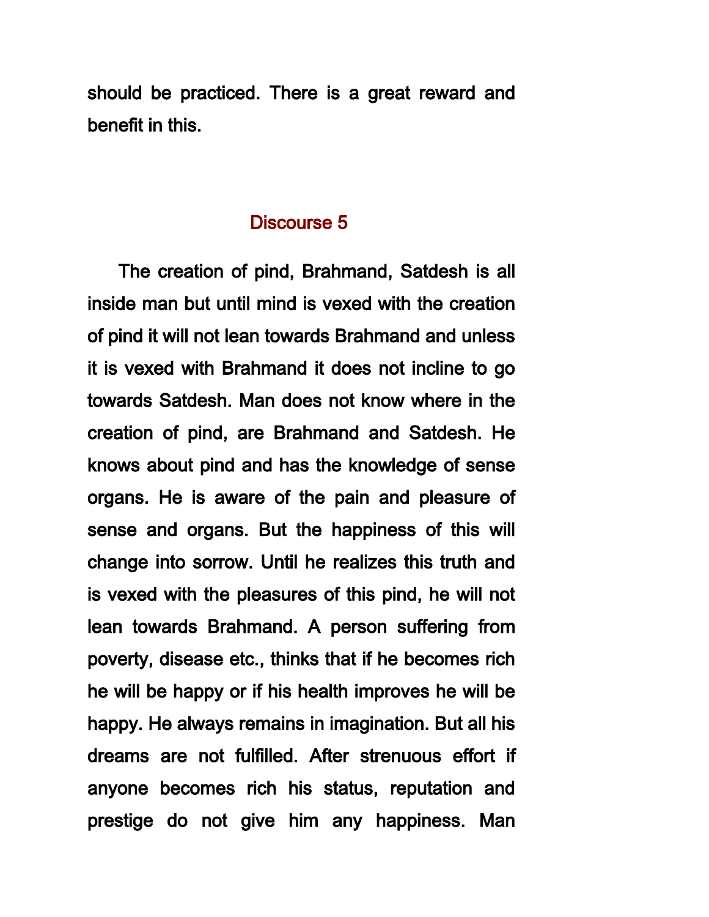should be practiced. There is a great reward and benefit in this.

## Discourse 5

The creation of pind, Brahmand, Satdesh is all inside man but until mind is vexed with the creation of pind it will not lean towards Brahmand and unless it is vexed with Brahmand it does not incline to go towards Satdesh. Man does not know where in the creation of pind, are Brahmand and Satdesh. He knows about pind and has the knowledge of sense organs. He is aware of the pain and pleasure of sense and organs. But the happiness of this will change into sorrow. Until he realizes this truth and is vexed with the pleasures of this pind, he will not lean towards Brahmand. A person suffering from poverty, disease etc., thinks that if he becomes rich he will be happy or if his health improves he will be happy. He always remains in imagination. But all his dreams are not fulfilled. After strenuous effort if anyone becomes rich his status, reputation and prestige do not give him any happiness. Man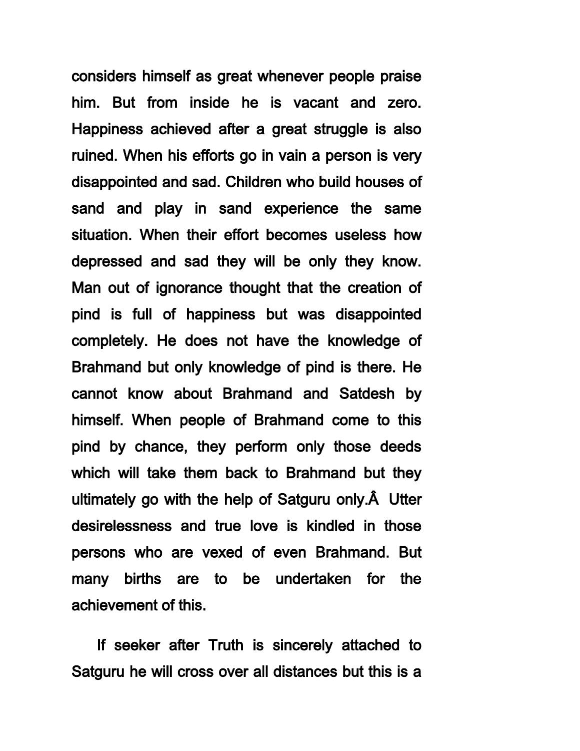considers himself as great whenever people praise him. But from inside he is vacant and zero. Happiness achieved after a great struggle is also ruined. When his efforts go in vain a person is very disappointed and sad. Children who build houses of sand and play in sand experience the same situation. When their effort becomes useless how depressed and sad they will be only they know. Man out of ignorance thought that the creation of pind is full of happiness but was disappointed completely. He does not have the knowledge of Brahmand but only knowledge of pind is there. He cannot know about Brahmand and Satdesh by himself. When people of Brahmand come to this pind by chance, they perform only those deeds which will take them back to Brahmand but they ultimately go with the help of Satguru only.Â  Utter desirelessness and true love is kindled in those persons who are vexed of even Brahmand. But many births are to be undertaken for the achievement of this.

If seeker after Truth is sincerely attached to Satguru he will cross over all distances but this is a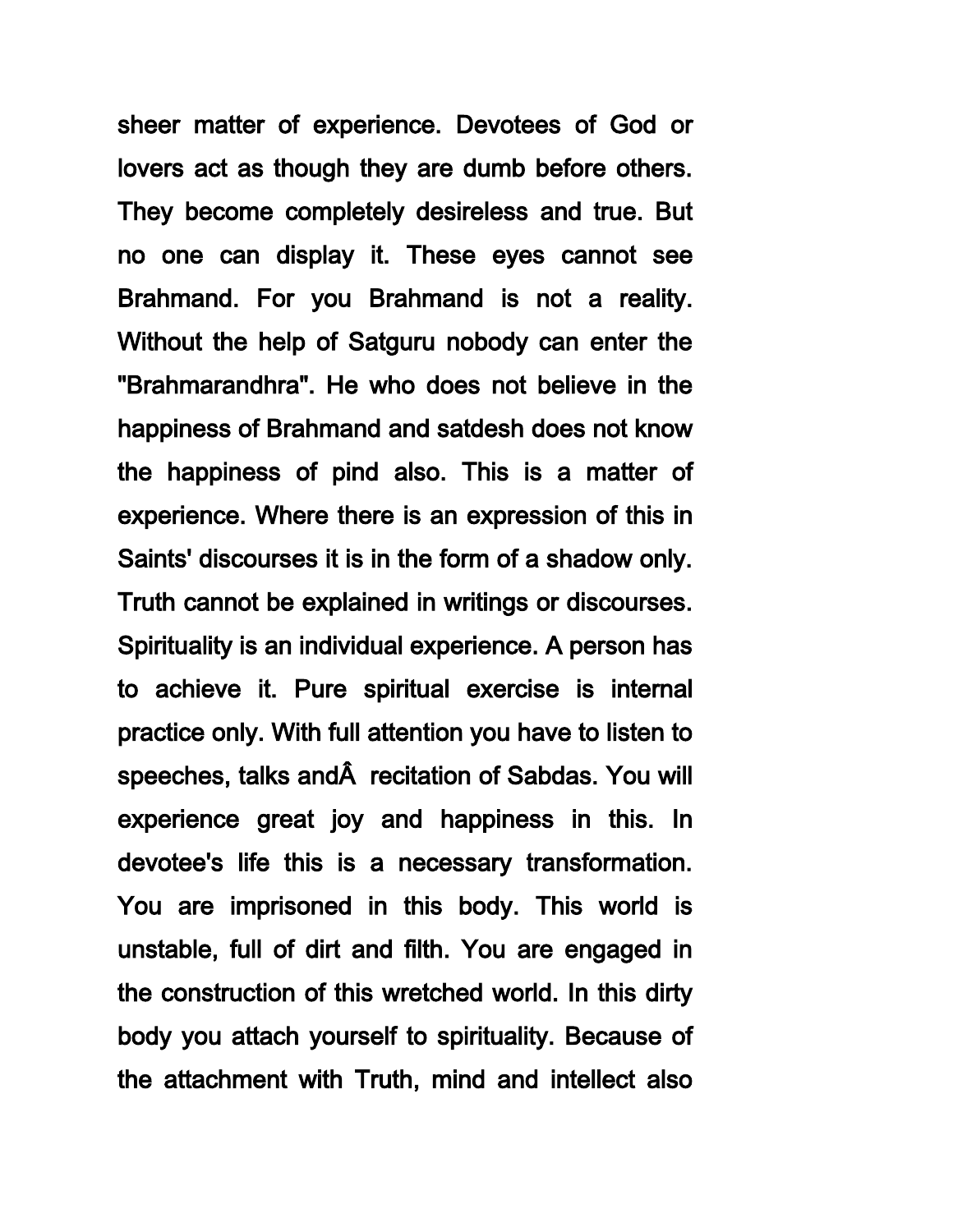sheer matter of experience. Devotees of God or lovers act as though they are dumb before others. They become completely desireless and true. But no one can display it. These eyes cannot see Brahmand. For you Brahmand is not a reality. Without the help of Satguru nobody can enter the "Brahmarandhra". He who does not believe in the happiness of Brahmand and satdesh does not know the happiness of pind also. This is a matter of experience. Where there is an expression of this in Saints' discourses it is in the form of a shadow only. Truth cannot be explained in writings or discourses. Spirituality is an individual experience. A person has to achieve it. Pure spiritual exercise is internal practice only. With full attention you have to listen to speeches, talks andÂ  recitation of Sabdas. You will experience great joy and happiness in this. In devotee's life this is a necessary transformation. You are imprisoned in this body. This world is unstable, full of dirt and filth. You are engaged in the construction of this wretched world. In this dirty body you attach yourself to spirituality. Because of the attachment with Truth, mind and intellect also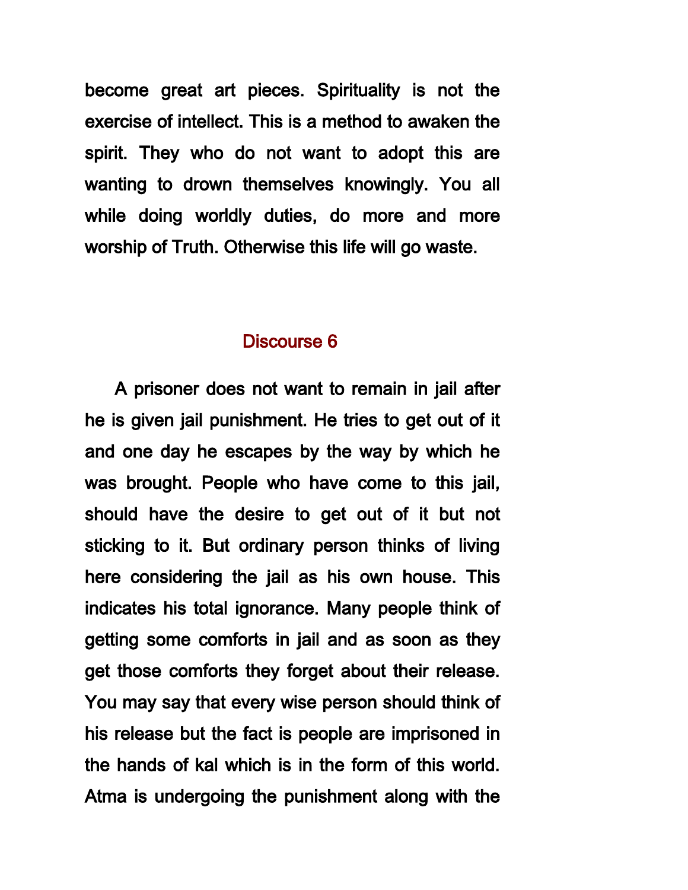become great art pieces. Spirituality is not the exercise of intellect. This is a method to awaken the spirit. They who do not want to adopt this are wanting to drown themselves knowingly. You all while doing worldly duties, do more and more worship of Truth. Otherwise this life will go waste.

## Discourse 6

A prisoner does not want to remain in jail after he is given jail punishment. He tries to get out of it and one day he escapes by the way by which he was brought. People who have come to this jail, should have the desire to get out of it but not sticking to it. But ordinary person thinks of living here considering the jail as his own house. This indicates his total ignorance. Many people think of getting some comforts in jail and as soon as they get those comforts they forget about their release. You may say that every wise person should think of his release but the fact is people are imprisoned in the hands of kal which is in the form of this world. Atma is undergoing the punishment along with the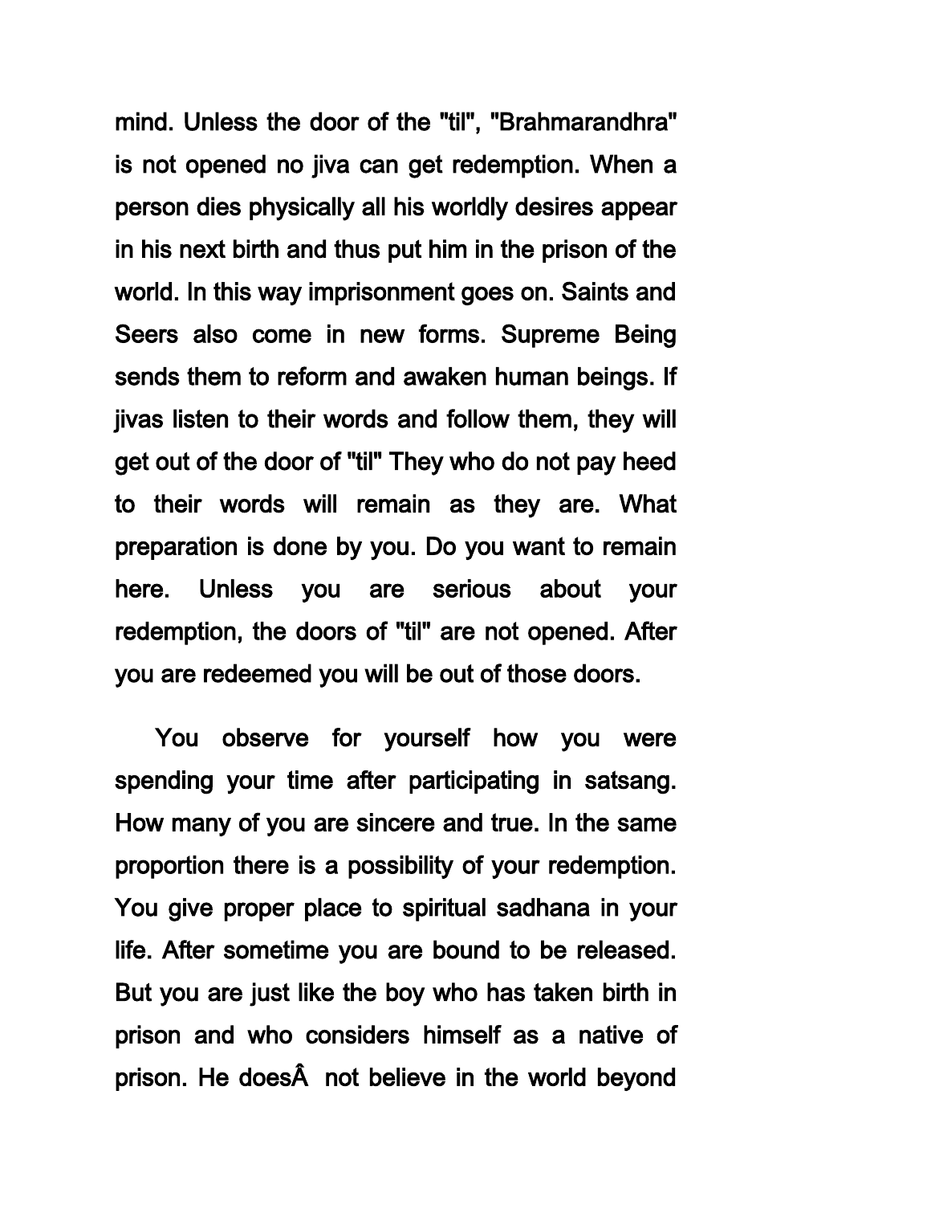mind. Unless the door of the "til", "Brahmarandhra" is not opened no jiva can get redemption. When a person dies physically all his worldly desires appear in his next birth and thus put him in the prison of the world. In this way imprisonment goes on. Saints and Seers also come in new forms. Supreme Being sends them to reform and awaken human beings. If jivas listen to their words and follow them, they will get out of the door of "til" They who do not pay heed to their words will remain as they are. What preparation is done by you. Do you want to remain here. Unless you are serious about your redemption, the doors of "til" are not opened. After you are redeemed you will be out of those doors.

You observe for yourself how you were spending your time after participating in satsang. How many of you are sincere and true. In the same proportion there is a possibility of your redemption. You give proper place to spiritual sadhana in your life. After sometime you are bound to be released. But you are just like the boy who has taken birth in prison and who considers himself as a native of prison. He doesÂ  not believe in the world beyond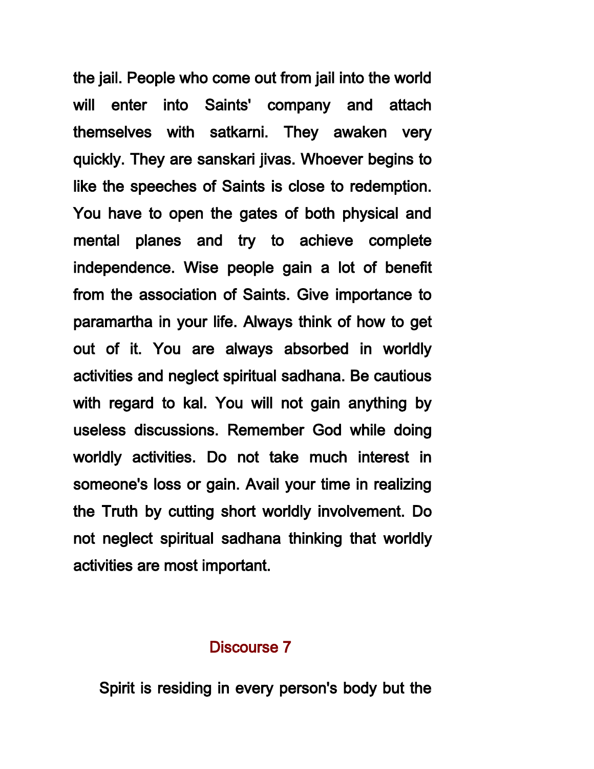the jail. People who come out from jail into the world will enter into Saints' company and attach themselves with satkarni. They awaken very quickly. They are sanskari jivas. Whoever begins to like the speeches of Saints is close to redemption. You have to open the gates of both physical and mental planes and try to achieve complete independence. Wise people gain a lot of benefit from the association of Saints. Give importance to paramartha in your life. Always think of how to get out of it. You are always absorbed in worldly activities and neglect spiritual sadhana. Be cautious with regard to kal. You will not gain anything by useless discussions. Remember God while doing worldly activities. Do not take much interest in someone's loss or gain. Avail your time in realizing the Truth by cutting short worldly involvement. Do not neglect spiritual sadhana thinking that worldly activities are most important.

## Discourse 7

Spirit is residing in every person's body but the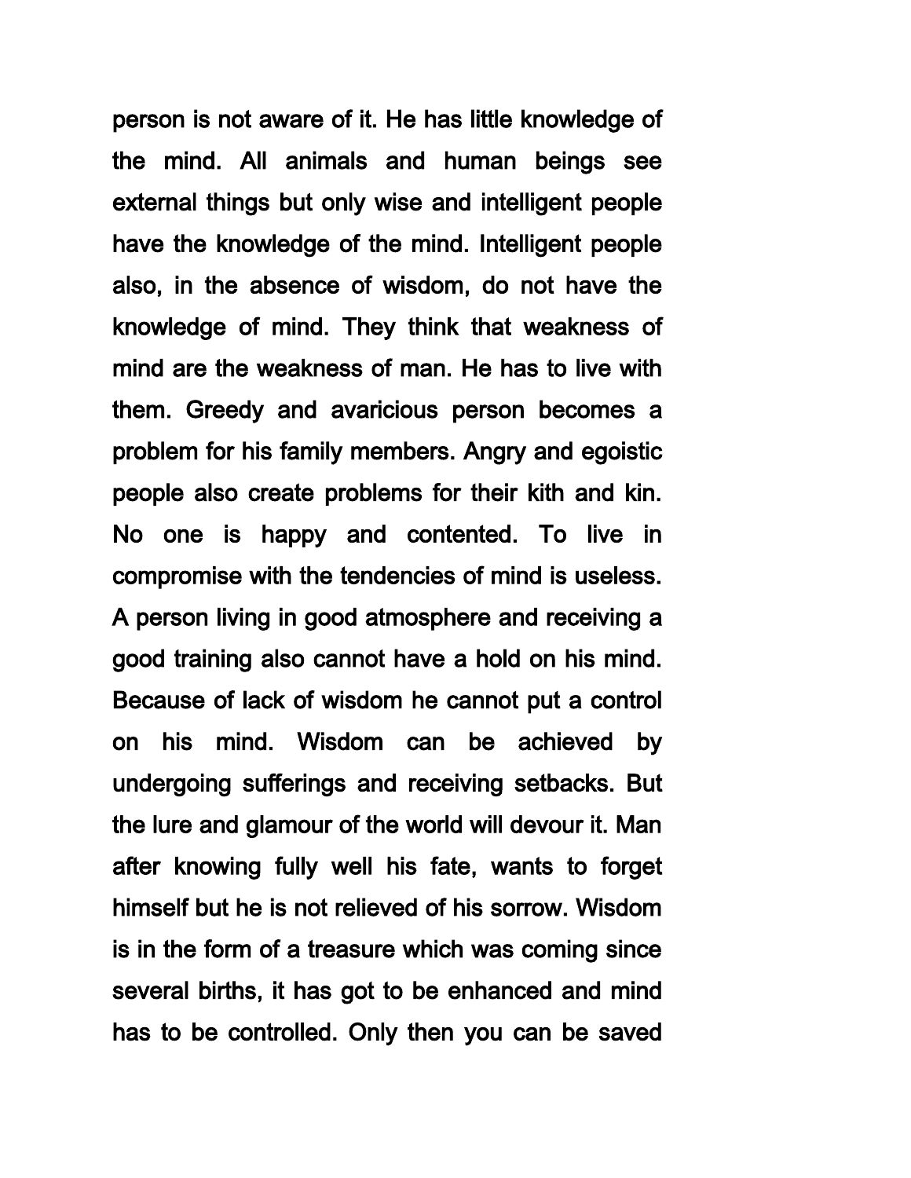person is not aware of it. He has little knowledge of the mind. All animals and human beings see external things but only wise and intelligent people have the knowledge of the mind. Intelligent people also, in the absence of wisdom, do not have the knowledge of mind. They think that weakness of mind are the weakness of man. He has to live with them. Greedy and avaricious person becomes a problem for his family members. Angry and egoistic people also create problems for their kith and kin. No one is happy and contented. To live in compromise with the tendencies of mind is useless. A person living in good atmosphere and receiving a good training also cannot have a hold on his mind. Because of lack of wisdom he cannot put a control on his mind. Wisdom can be achieved by undergoing sufferings and receiving setbacks. But the lure and glamour of the world will devour it. Man after knowing fully well his fate, wants to forget himself but he is not relieved of his sorrow. Wisdom is in the form of a treasure which was coming since several births, it has got to be enhanced and mind has to be controlled. Only then you can be saved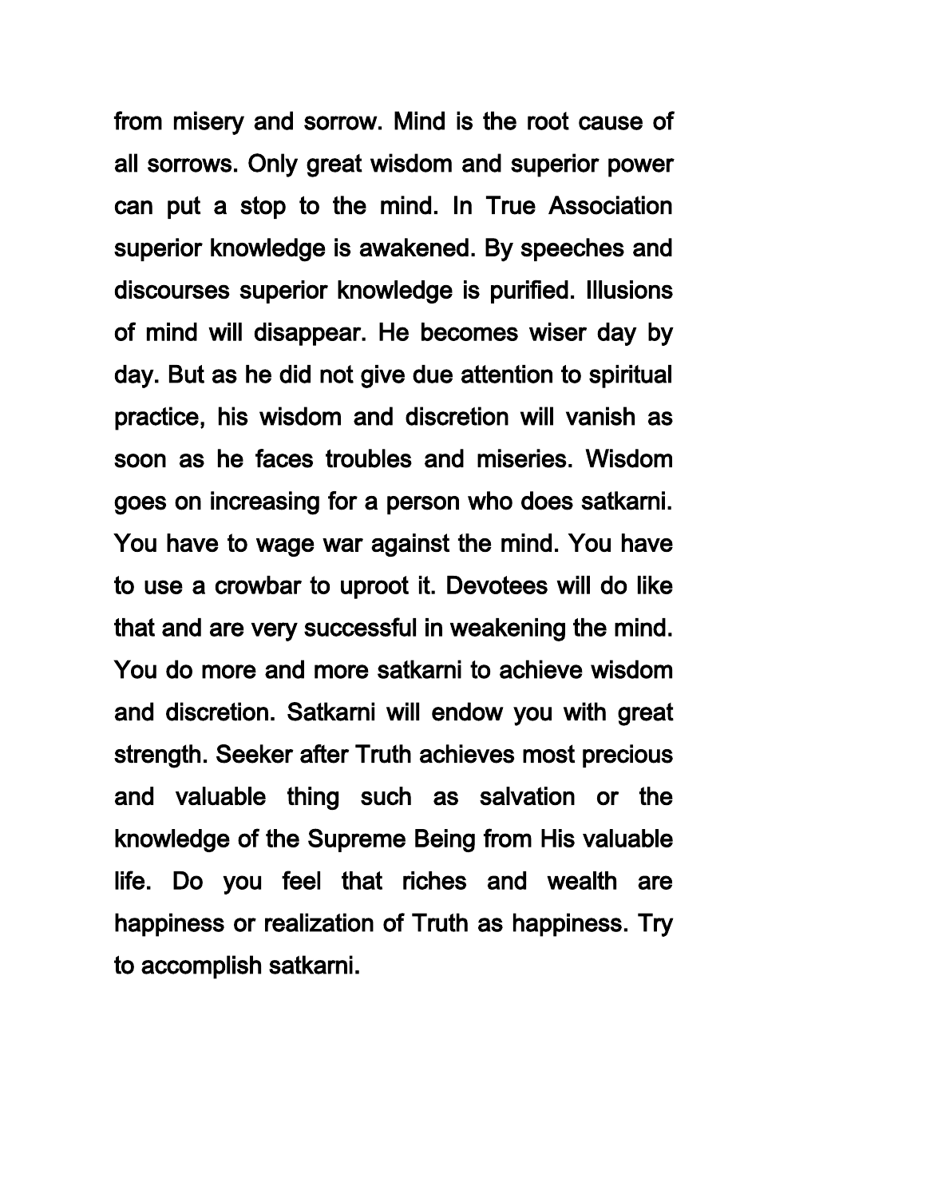from misery and sorrow. Mind is the root cause of all sorrows. Only great wisdom and superior power can put a stop to the mind. In True Association superior knowledge is awakened. By speeches and discourses superior knowledge is purified. Illusions of mind will disappear. He becomes wiser day by day. But as he did not give due attention to spiritual practice, his wisdom and discretion will vanish as soon as he faces troubles and miseries. Wisdom goes on increasing for a person who does satkarni. You have to wage war against the mind. You have to use a crowbar to uproot it. Devotees will do like that and are very successful in weakening the mind. You do more and more satkarni to achieve wisdom and discretion. Satkarni will endow you with great strength. Seeker after Truth achieves most precious and valuable thing such as salvation or the knowledge of the Supreme Being from His valuable life. Do you feel that riches and wealth are happiness or realization of Truth as happiness. Try to accomplish satkarni.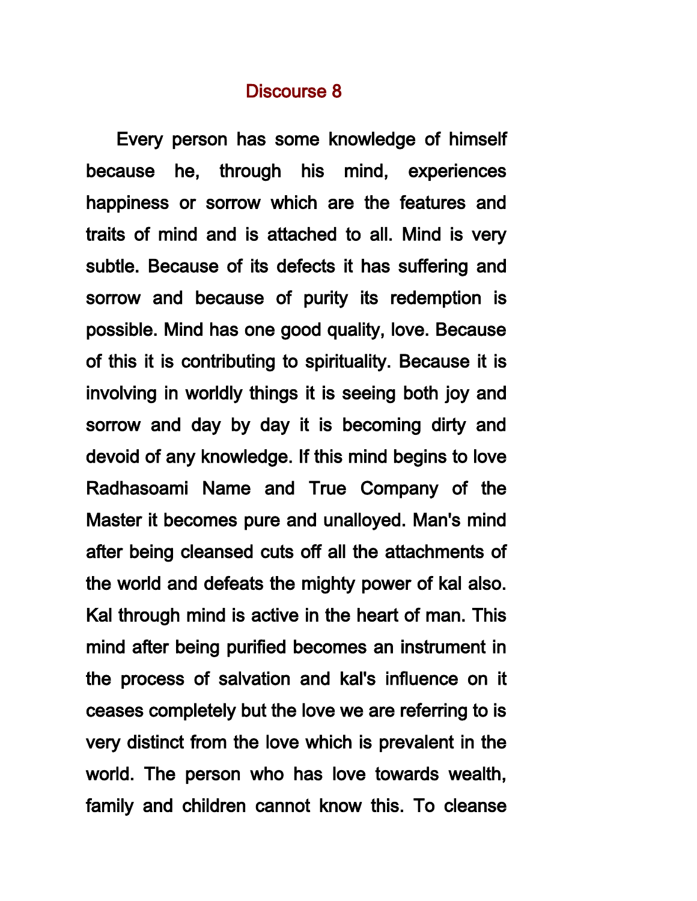# Discourse 8

Every person has some knowledge of himself because he, through his mind, experiences happiness or sorrow which are the features and traits of mind and is attached to all. Mind is very subtle. Because of its defects it has suffering and sorrow and because of purity its redemption is possible. Mind has one good quality, love. Because of this it is contributing to spirituality. Because it is involving in worldly things it is seeing both joy and sorrow and day by day it is becoming dirty and devoid of any knowledge. If this mind begins to love Radhasoami Name and True Company of the Master it becomes pure and unalloyed. Man's mind after being cleansed cuts off all the attachments of the world and defeats the mighty power of kal also. Kal through mind is active in the heart of man. This mind after being purified becomes an instrument in the process of salvation and kal's influence on it ceases completely but the love we are referring to is very distinct from the love which is prevalent in the world. The person who has love towards wealth, family and children cannot know this. To cleanse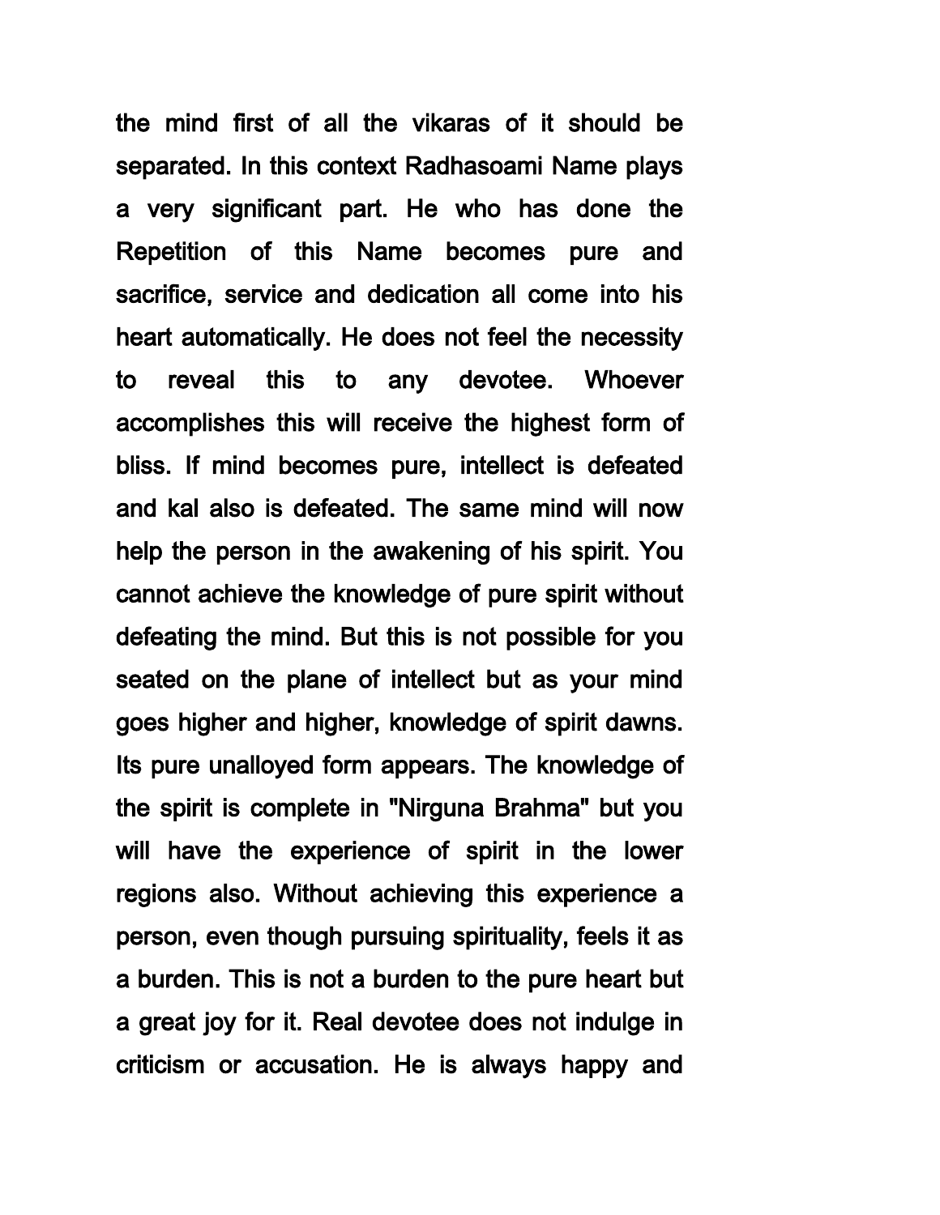the mind first of all the vikaras of it should be separated. In this context Radhasoami Name plays a very significant part. He who has done the Repetition of this Name becomes pure and sacrifice, service and dedication all come into his heart automatically. He does not feel the necessity to reveal this to any devotee. Whoever accomplishes this will receive the highest form of bliss. If mind becomes pure, intellect is defeated and kal also is defeated. The same mind will now help the person in the awakening of his spirit. You cannot achieve the knowledge of pure spirit without defeating the mind. But this is not possible for you seated on the plane of intellect but as your mind goes higher and higher, knowledge of spirit dawns. Its pure unalloyed form appears. The knowledge of the spirit is complete in "Nirguna Brahma" but you will have the experience of spirit in the lower regions also. Without achieving this experience a person, even though pursuing spirituality, feels it as a burden. This is not a burden to the pure heart but a great joy for it. Real devotee does not indulge in criticism or accusation. He is always happy and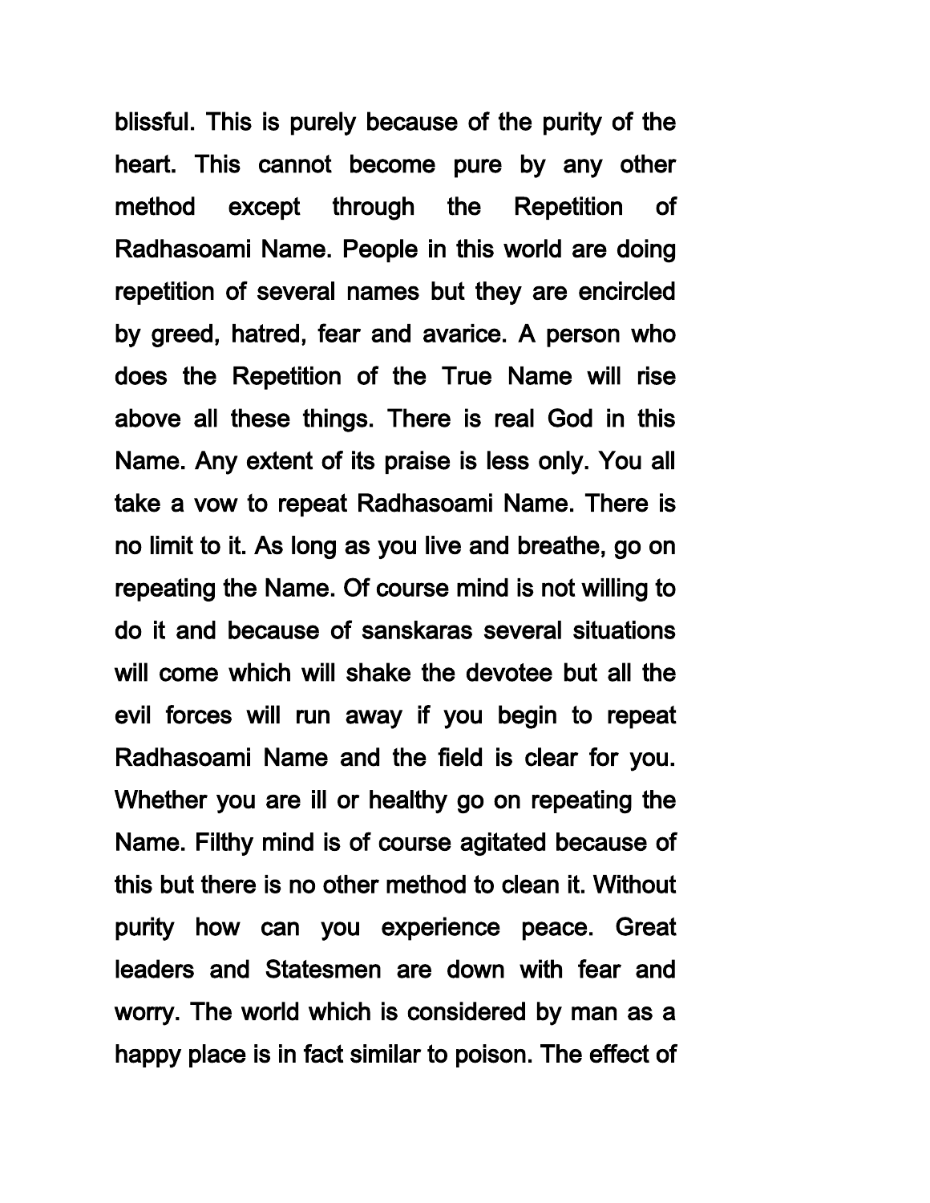blissful. This is purely because of the purity of the heart. This cannot become pure by any other method except through the Repetition of Radhasoami Name. People in this world are doing repetition of several names but they are encircled by greed, hatred, fear and avarice. A person who does the Repetition of the True Name will rise above all these things. There is real God in this Name. Any extent of its praise is less only. You all take a vow to repeat Radhasoami Name. There is no limit to it. As long as you live and breathe, go on repeating the Name. Of course mind is not willing to do it and because of sanskaras several situations will come which will shake the devotee but all the evil forces will run away if you begin to repeat Radhasoami Name and the field is clear for you. Whether you are ill or healthy go on repeating the Name. Filthy mind is of course agitated because of this but there is no other method to clean it. Without purity how can you experience peace. Great leaders and Statesmen are down with fear and worry. The world which is considered by man as a happy place is in fact similar to poison. The effect of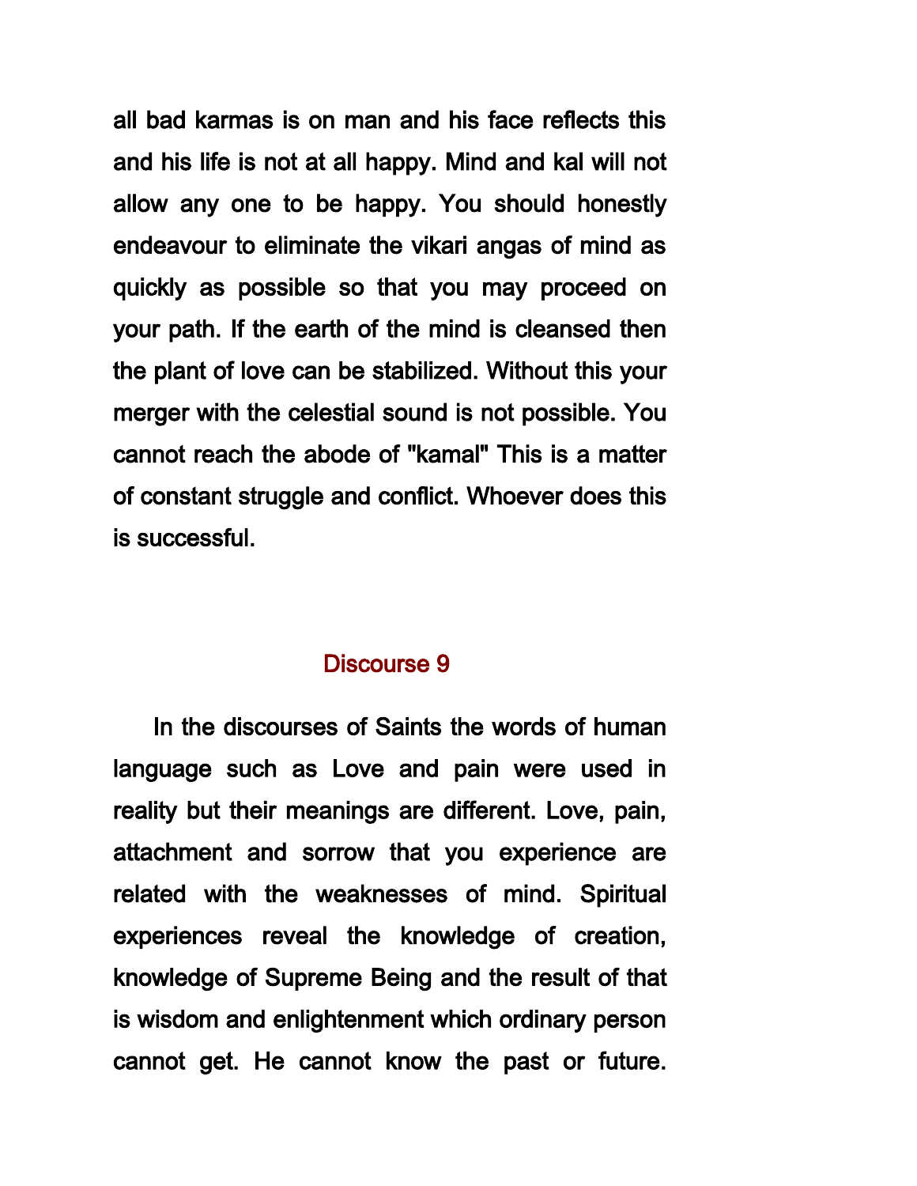all bad karmas is on man and his face reflects this and his life is not at all happy. Mind and kal will not allow any one to be happy. You should honestly endeavour to eliminate the vikari angas of mind as quickly as possible so that you may proceed on your path. If the earth of the mind is cleansed then the plant of love can be stabilized. Without this your merger with the celestial sound is not possible. You cannot reach the abode of "kamal" This is a matter of constant struggle and conflict. Whoever does this is successful.

## Discourse 9

In the discourses of Saints the words of human language such as Love and pain were used in reality but their meanings are different. Love, pain, attachment and sorrow that you experience are related with the weaknesses of mind. Spiritual experiences reveal the knowledge of creation, knowledge of Supreme Being and the result of that is wisdom and enlightenment which ordinary person cannot get. He cannot know the past or future.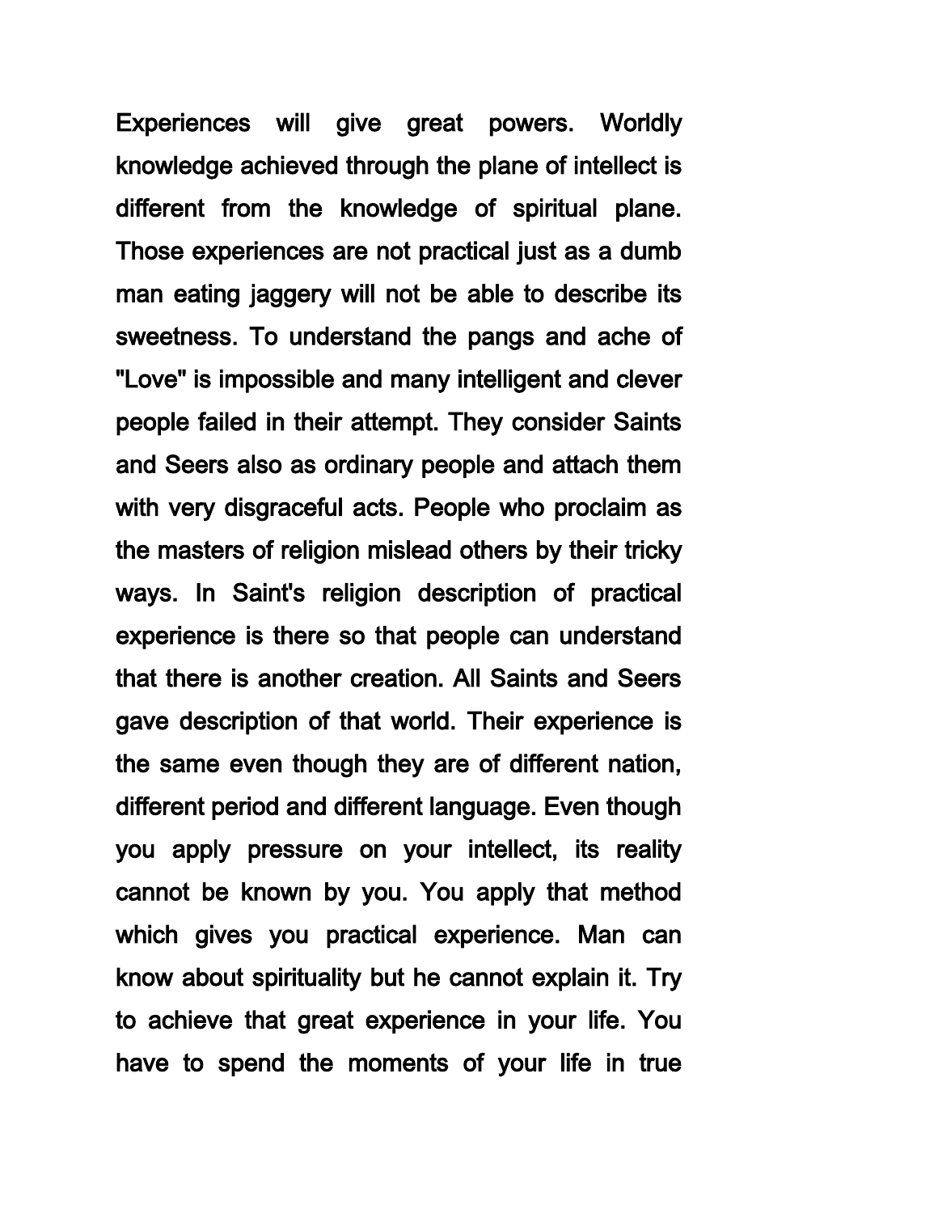Experiences will give great powers. Worldly knowledge achieved through the plane of intellect is different from the knowledge of spiritual plane. Those experiences are not practical just as a dumb man eating jaggery will not be able to describe its sweetness. To understand the pangs and ache of "Love" is impossible and many intelligent and clever people failed in their attempt. They consider Saints and Seers also as ordinary people and attach them with very disgraceful acts. People who proclaim as the masters of religion mislead others by their tricky ways. In Saint's religion description of practical experience is there so that people can understand that there is another creation. All Saints and Seers gave description of that world. Their experience is the same even though they are of different nation, different period and different language. Even though you apply pressure on your intellect, its reality cannot be known by you. You apply that method which gives you practical experience. Man can know about spirituality but he cannot explain it. Try to achieve that great experience in your life. You have to spend the moments of your life in true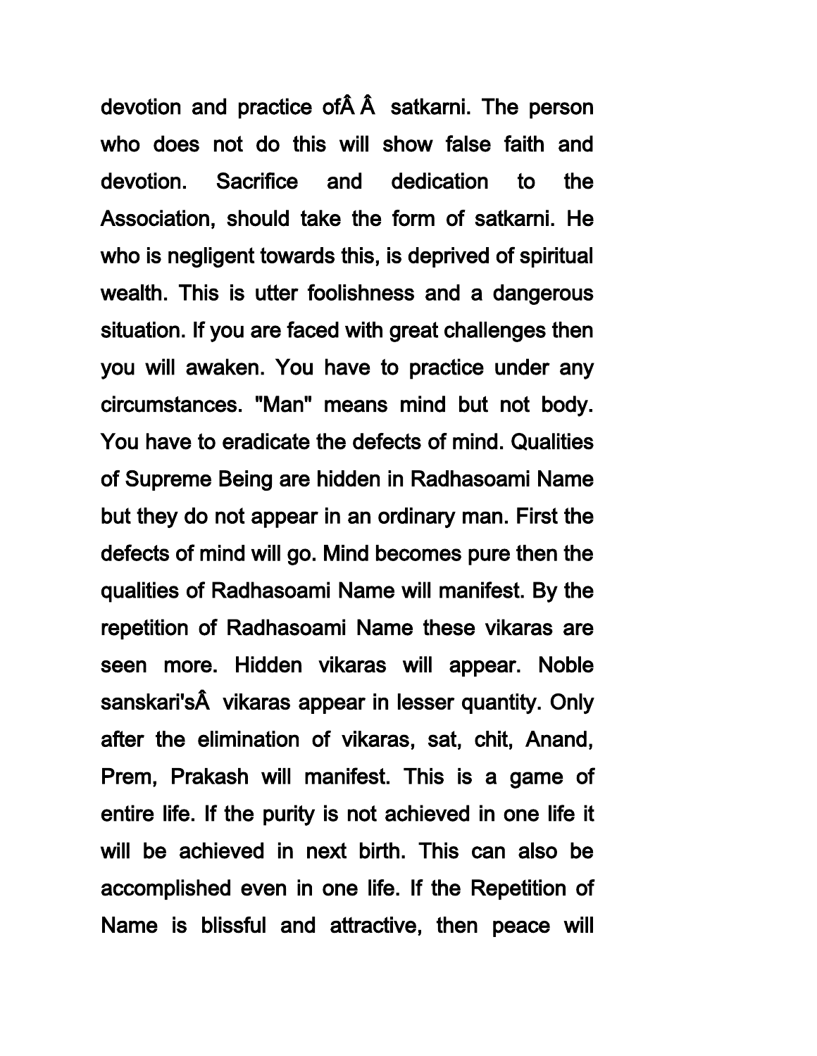devotion and practice ofÂ Â  satkarni. The person who does not do this will show false faith and devotion. Sacrifice and dedication to the Association, should take the form of satkarni. He who is negligent towards this, is deprived of spiritual wealth. This is utter foolishness and a dangerous situation. If you are faced with great challenges then you will awaken. You have to practice under any circumstances. "Man" means mind but not body. You have to eradicate the defects of mind. Qualities of Supreme Being are hidden in Radhasoami Name but they do not appear in an ordinary man. First the defects of mind will go. Mind becomes pure then the qualities of Radhasoami Name will manifest. By the repetition of Radhasoami Name these vikaras are seen more. Hidden vikaras will appear. Noble sanskari'sÂ  vikaras appear in lesser quantity. Only after the elimination of vikaras, sat, chit, Anand, Prem, Prakash will manifest. This is a game of entire life. If the purity is not achieved in one life it will be achieved in next birth. This can also be accomplished even in one life. If the Repetition of Name is blissful and attractive, then peace will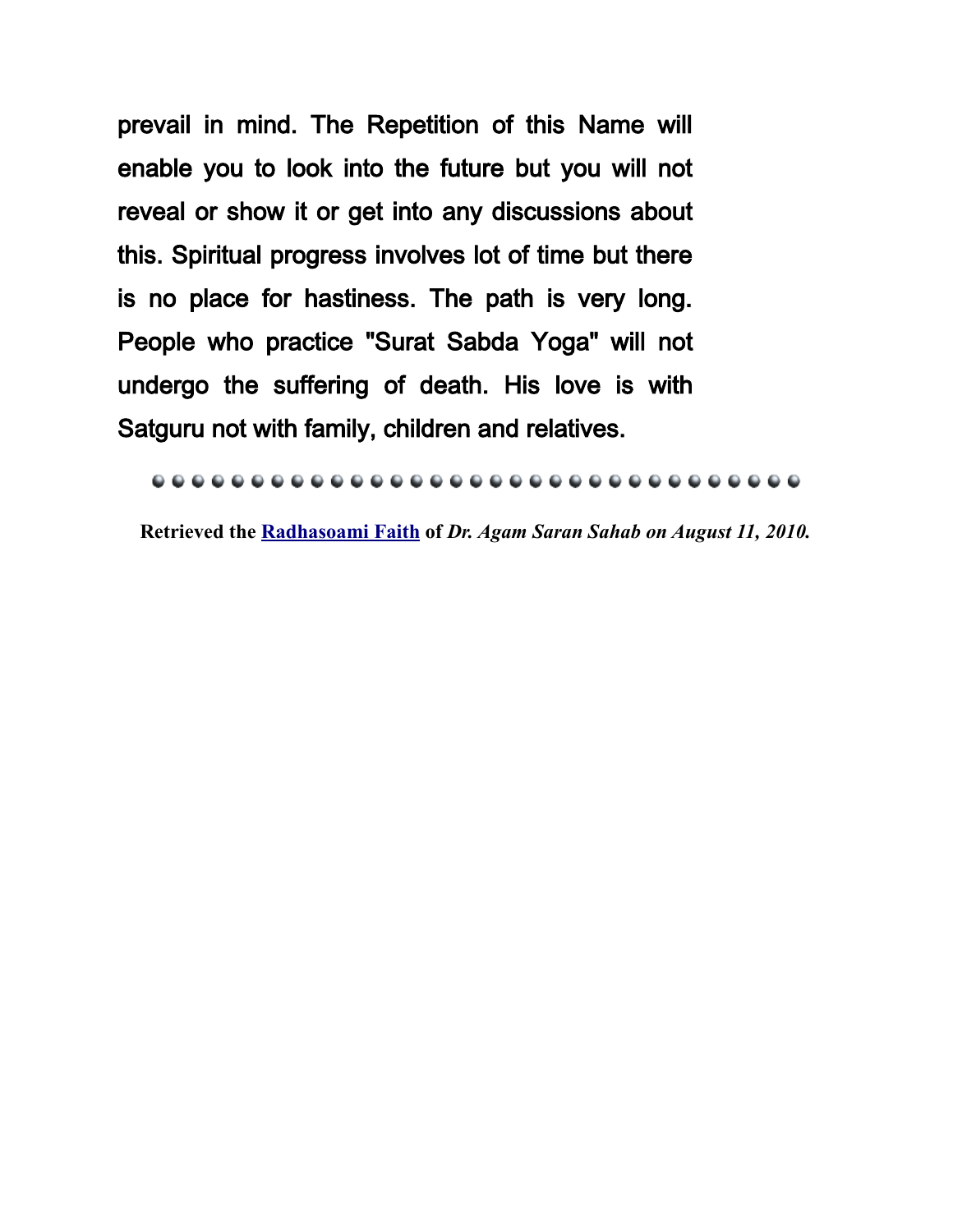prevail in mind. The Repetition of this Name will enable you to look into the future but you will not reveal or show it or get into any discussions about this. Spiritual progress involves lot of time but there is no place for hastiness. The path is very long. People who practice "Surat Sabda Yoga" will not undergo the suffering of death. His love is with Satguru not with family, children and relatives.

**Retrieved the Radhasoami Faith of** ***Dr. Agam Saran Sahab on August 11, 2010.***